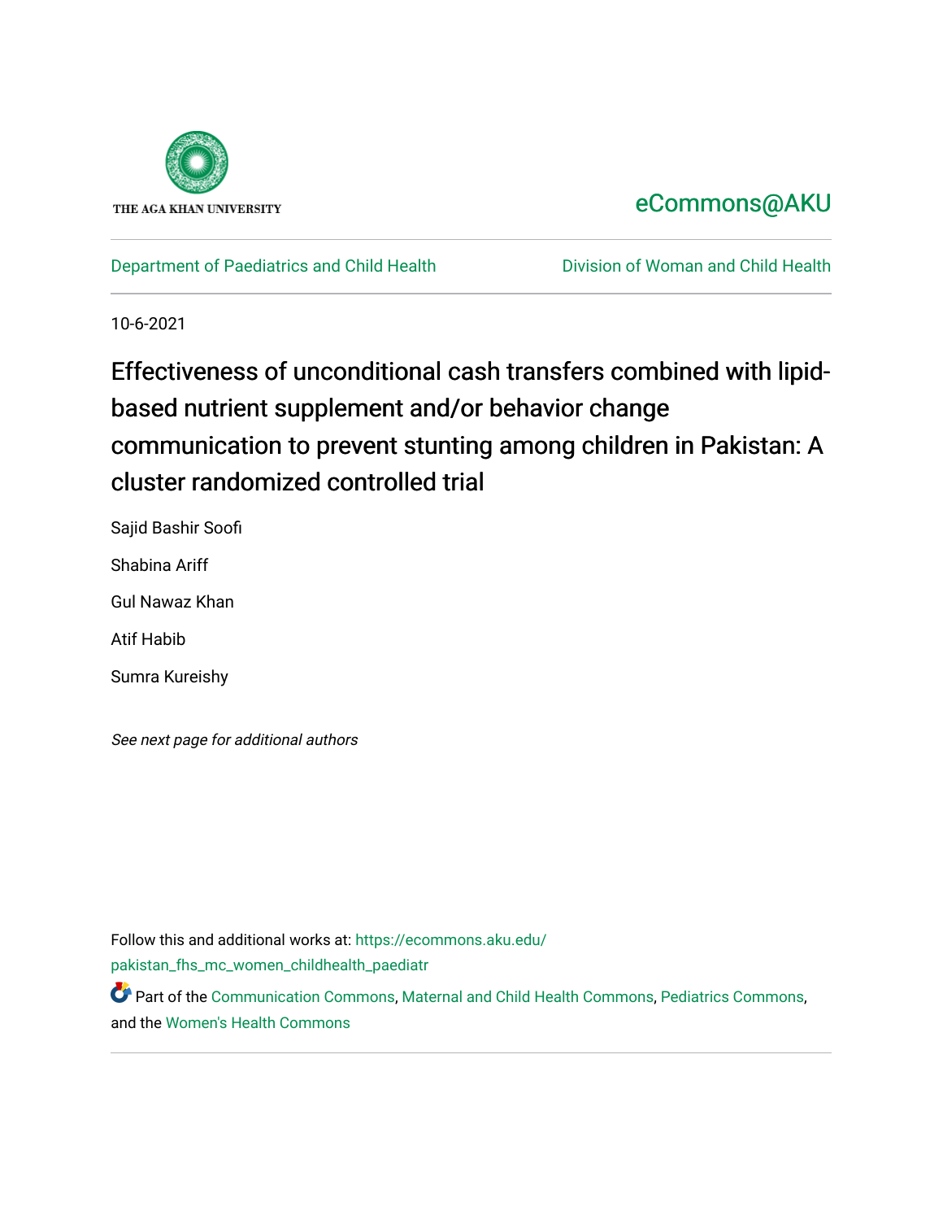THE AGA KHAN UNIVERSITY

eCommons@AKU

Department of Paediatrics and Child Health | Division of Woman and Child Health

10-6-2021

# Effectiveness of unconditional cash transfers combined with lipid-based nutrient supplement and/or behavior change communication to prevent stunting among children in Pakistan: A cluster randomized controlled trial

Sajid Bashir Soofi

Shabina Ariff

Gul Nawaz Khan

Atif Habib

Sumra Kureishy

*See next page for additional authors*

Follow this and additional works at: https://ecommons.aku.edu/pakistan_fhs_mc_women_childhealth_paediatr

Part of the Communication Commons, Maternal and Child Health Commons, Pediatrics Commons, and the Women's Health Commons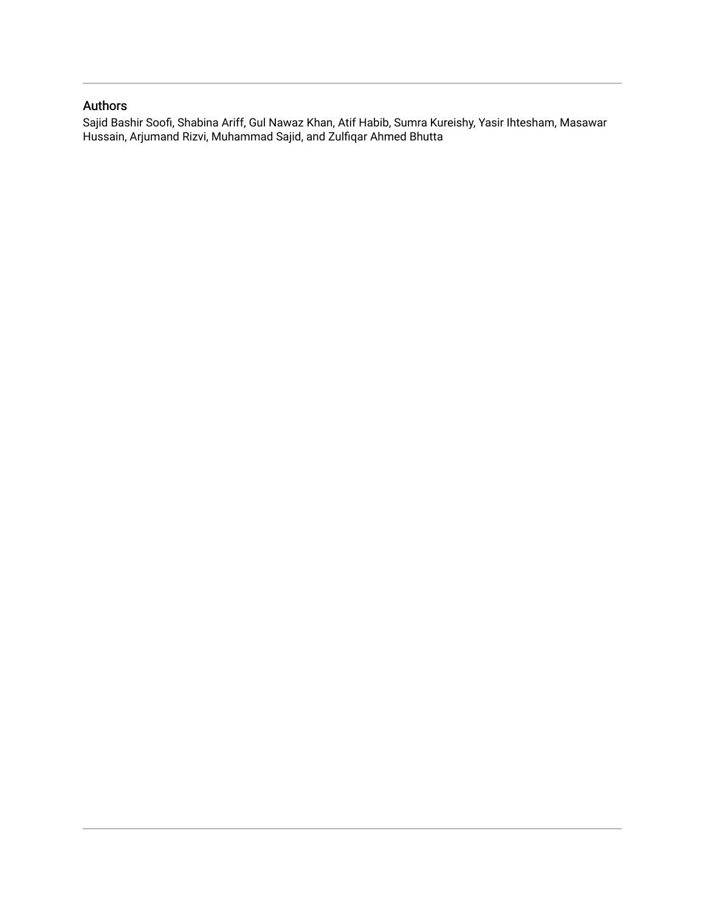## Authors

Sajid Bashir Soofi, Shabina Ariff, Gul Nawaz Khan, Atif Habib, Sumra Kureishy, Yasir Ihtesham, Masawar Hussain, Arjumand Rizvi, Muhammad Sajid, and Zulfiqar Ahmed Bhutta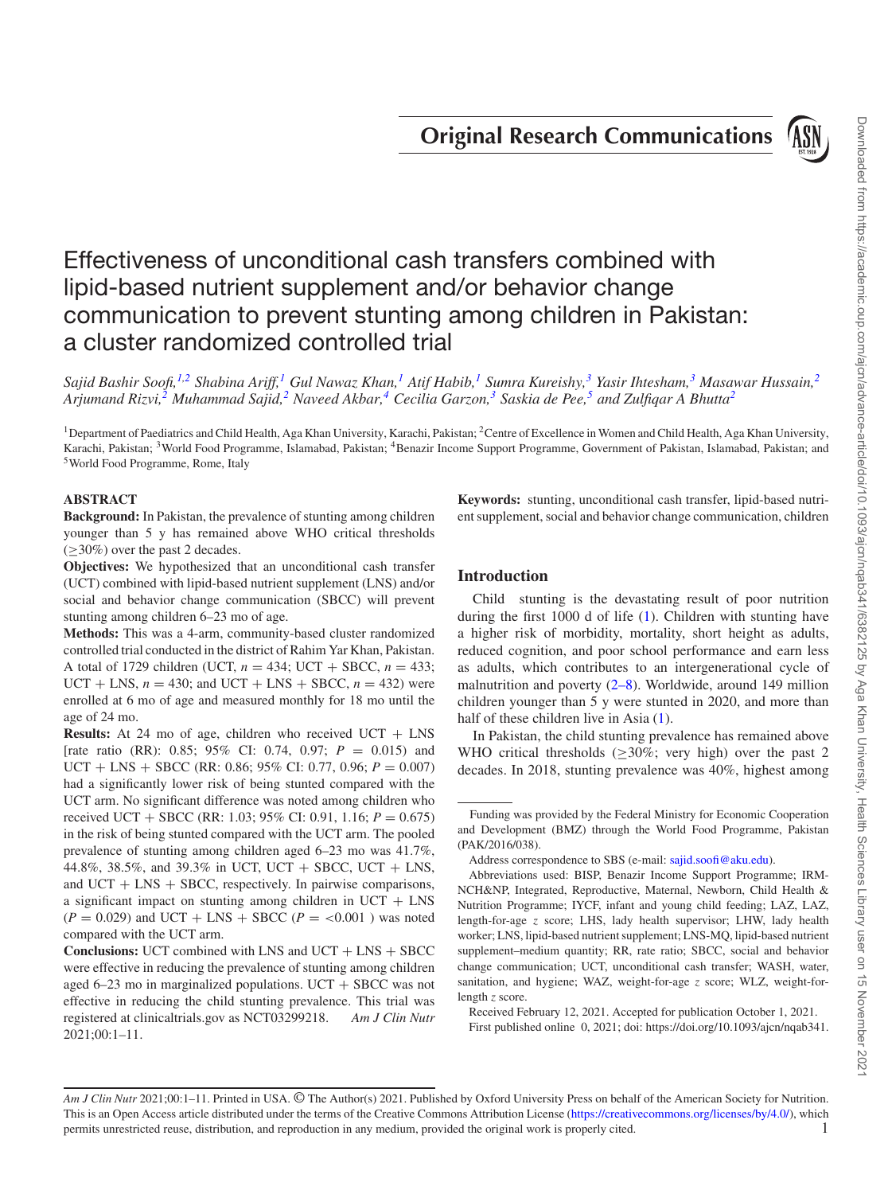# Effectiveness of unconditional cash transfers combined with lipid-based nutrient supplement and/or behavior change communication to prevent stunting among children in Pakistan: a cluster randomized controlled trial

*Sajid Bashir Soofi,[1,2] Shabina Ariff,[1] Gul Nawaz Khan,[1] Atif Habib,[1] Sumra Kureishy,[3] Yasir Ihtesham,[3] Masawar Hussain,[2] Arjumand Rizvi,[2] Muhammad Sajid,[2] Naveed Akbar,[4] Cecilia Garzon,[3] Saskia de Pee,[5] and Zulfiqar A Bhutta[2]*

[1]Department of Paediatrics and Child Health, Aga Khan University, Karachi, Pakistan; [2]Centre of Excellence in Women and Child Health, Aga Khan University, Karachi, Pakistan; [3]World Food Programme, Islamabad, Pakistan; [4]Benazir Income Support Programme, Government of Pakistan, Islamabad, Pakistan; and [5]World Food Programme, Rome, Italy

## ABSTRACT

**Background:** In Pakistan, the prevalence of stunting among children younger than 5 y has remained above WHO critical thresholds (≥30%) over the past 2 decades.

**Objectives:** We hypothesized that an unconditional cash transfer (UCT) combined with lipid-based nutrient supplement (LNS) and/or social and behavior change communication (SBCC) will prevent stunting among children 6–23 mo of age.

**Methods:** This was a 4-arm, community-based cluster randomized controlled trial conducted in the district of Rahim Yar Khan, Pakistan. A total of 1729 children (UCT, *n* = 434; UCT + SBCC, *n* = 433; UCT + LNS, *n* = 430; and UCT + LNS + SBCC, *n* = 432) were enrolled at 6 mo of age and measured monthly for 18 mo until the age of 24 mo.

**Results:** At 24 mo of age, children who received UCT + LNS [rate ratio (RR): 0.85; 95% CI: 0.74, 0.97; *P* = 0.015) and UCT + LNS + SBCC (RR: 0.86; 95% CI: 0.77, 0.96; *P* = 0.007) had a significantly lower risk of being stunted compared with the UCT arm. No significant difference was noted among children who received UCT + SBCC (RR: 1.03; 95% CI: 0.91, 1.16; *P* = 0.675) in the risk of being stunted compared with the UCT arm. The pooled prevalence of stunting among children aged 6–23 mo was 41.7%, 44.8%, 38.5%, and 39.3% in UCT, UCT + SBCC, UCT + LNS, and UCT + LNS + SBCC, respectively. In pairwise comparisons, a significant impact on stunting among children in UCT + LNS (*P* = 0.029) and UCT + LNS + SBCC (*P* = <0.001 ) was noted compared with the UCT arm.

**Conclusions:** UCT combined with LNS and UCT + LNS + SBCC were effective in reducing the prevalence of stunting among children aged 6–23 mo in marginalized populations. UCT + SBCC was not effective in reducing the child stunting prevalence. This trial was registered at clinicaltrials.gov as NCT03299218. *Am J Clin Nutr* 2021;00:1–11.

**Keywords:** stunting, unconditional cash transfer, lipid-based nutrient supplement, social and behavior change communication, children

## Introduction

Child stunting is the devastating result of poor nutrition during the first 1000 d of life (1). Children with stunting have a higher risk of morbidity, mortality, short height as adults, reduced cognition, and poor school performance and earn less as adults, which contributes to an intergenerational cycle of malnutrition and poverty (2–8). Worldwide, around 149 million children younger than 5 y were stunted in 2020, and more than half of these children live in Asia (1).

In Pakistan, the child stunting prevalence has remained above WHO critical thresholds (≥30%; very high) over the past 2 decades. In 2018, stunting prevalence was 40%, highest among

---

Funding was provided by the Federal Ministry for Economic Cooperation and Development (BMZ) through the World Food Programme, Pakistan (PAK/2016/038).

Address correspondence to SBS (e-mail: sajid.soofi@aku.edu).

Abbreviations used: BISP, Benazir Income Support Programme; IRM-NCH&NP, Integrated, Reproductive, Maternal, Newborn, Child Health & Nutrition Programme; IYCF, infant and young child feeding; LAZ, LAZ, length-for-age *z* score; LHS, lady health supervisor; LHW, lady health worker; LNS, lipid-based nutrient supplement; LNS-MQ, lipid-based nutrient supplement–medium quantity; RR, rate ratio; SBCC, social and behavior change communication; UCT, unconditional cash transfer; WASH, water, sanitation, and hygiene; WAZ, weight-for-age *z* score; WLZ, weight-for-length *z* score.

Received February 12, 2021. Accepted for publication October 1, 2021.

First published online 0, 2021; doi: https://doi.org/10.1093/ajcn/nqab341.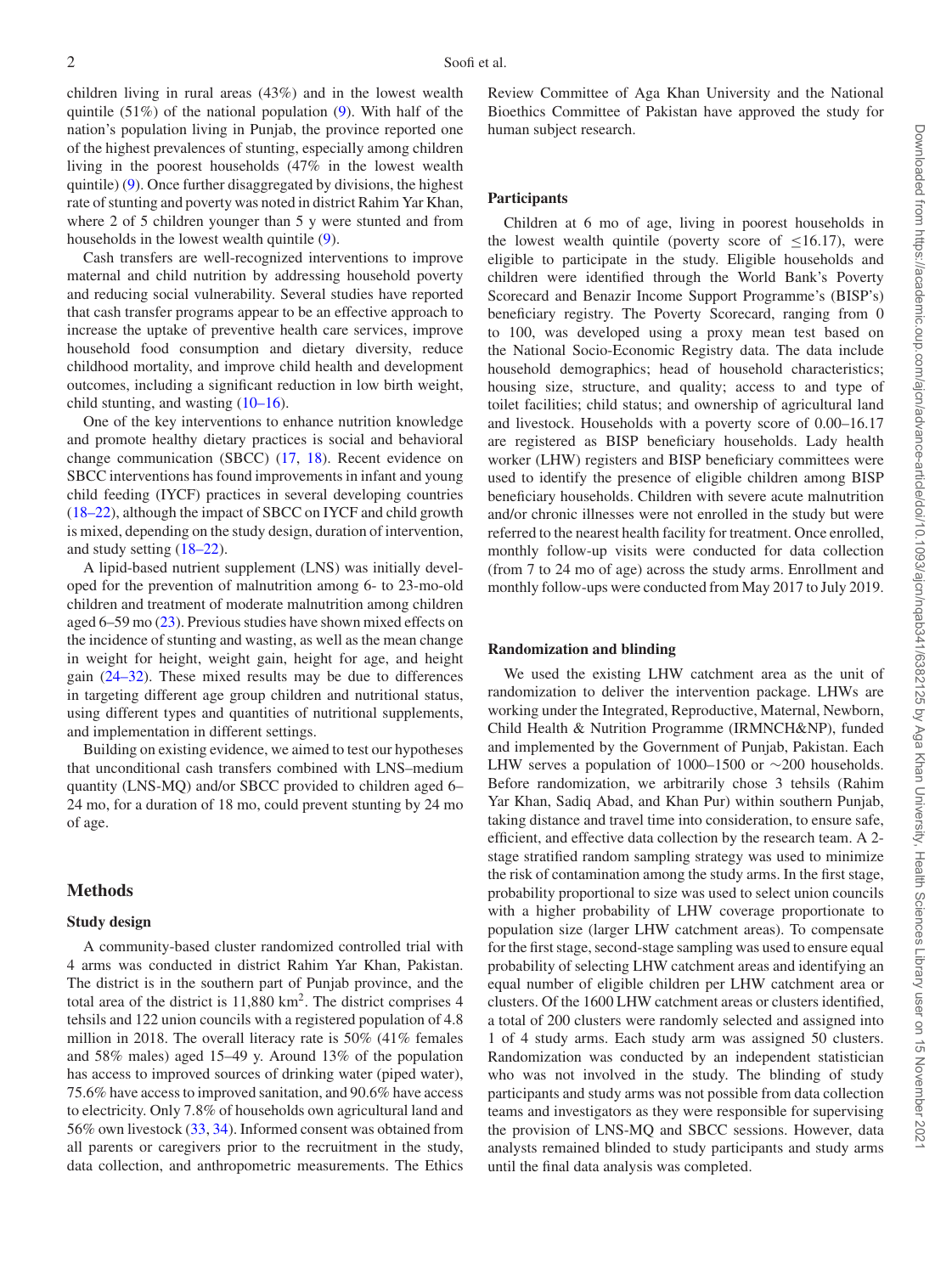children living in rural areas (43%) and in the lowest wealth quintile (51%) of the national population (9). With half of the nation's population living in Punjab, the province reported one of the highest prevalences of stunting, especially among children living in the poorest households (47% in the lowest wealth quintile) (9). Once further disaggregated by divisions, the highest rate of stunting and poverty was noted in district Rahim Yar Khan, where 2 of 5 children younger than 5 y were stunted and from households in the lowest wealth quintile (9).

Cash transfers are well-recognized interventions to improve maternal and child nutrition by addressing household poverty and reducing social vulnerability. Several studies have reported that cash transfer programs appear to be an effective approach to increase the uptake of preventive health care services, improve household food consumption and dietary diversity, reduce childhood mortality, and improve child health and development outcomes, including a significant reduction in low birth weight, child stunting, and wasting (10–16).

One of the key interventions to enhance nutrition knowledge and promote healthy dietary practices is social and behavioral change communication (SBCC) (17, 18). Recent evidence on SBCC interventions has found improvements in infant and young child feeding (IYCF) practices in several developing countries (18–22), although the impact of SBCC on IYCF and child growth is mixed, depending on the study design, duration of intervention, and study setting (18–22).

A lipid-based nutrient supplement (LNS) was initially developed for the prevention of malnutrition among 6- to 23-mo-old children and treatment of moderate malnutrition among children aged 6–59 mo (23). Previous studies have shown mixed effects on the incidence of stunting and wasting, as well as the mean change in weight for height, weight gain, height for age, and height gain (24–32). These mixed results may be due to differences in targeting different age group children and nutritional status, using different types and quantities of nutritional supplements, and implementation in different settings.

Building on existing evidence, we aimed to test our hypotheses that unconditional cash transfers combined with LNS–medium quantity (LNS-MQ) and/or SBCC provided to children aged 6–24 mo, for a duration of 18 mo, could prevent stunting by 24 mo of age.

## Methods

### Study design

A community-based cluster randomized controlled trial with 4 arms was conducted in district Rahim Yar Khan, Pakistan. The district is in the southern part of Punjab province, and the total area of the district is 11,880 km$^2$. The district comprises 4 tehsils and 122 union councils with a registered population of 4.8 million in 2018. The overall literacy rate is 50% (41% females and 58% males) aged 15–49 y. Around 13% of the population has access to improved sources of drinking water (piped water), 75.6% have access to improved sanitation, and 90.6% have access to electricity. Only 7.8% of households own agricultural land and 56% own livestock (33, 34). Informed consent was obtained from all parents or caregivers prior to the recruitment in the study, data collection, and anthropometric measurements. The Ethics Review Committee of Aga Khan University and the National Bioethics Committee of Pakistan have approved the study for human subject research.

### Participants

Children at 6 mo of age, living in poorest households in the lowest wealth quintile (poverty score of ≤16.17), were eligible to participate in the study. Eligible households and children were identified through the World Bank's Poverty Scorecard and Benazir Income Support Programme's (BISP's) beneficiary registry. The Poverty Scorecard, ranging from 0 to 100, was developed using a proxy mean test based on the National Socio-Economic Registry data. The data include household demographics; head of household characteristics; housing size, structure, and quality; access to and type of toilet facilities; child status; and ownership of agricultural land and livestock. Households with a poverty score of 0.00–16.17 are registered as BISP beneficiary households. Lady health worker (LHW) registers and BISP beneficiary committees were used to identify the presence of eligible children among BISP beneficiary households. Children with severe acute malnutrition and/or chronic illnesses were not enrolled in the study but were referred to the nearest health facility for treatment. Once enrolled, monthly follow-up visits were conducted for data collection (from 7 to 24 mo of age) across the study arms. Enrollment and monthly follow-ups were conducted from May 2017 to July 2019.

### Randomization and blinding

We used the existing LHW catchment area as the unit of randomization to deliver the intervention package. LHWs are working under the Integrated, Reproductive, Maternal, Newborn, Child Health & Nutrition Programme (IRMNCH&NP), funded and implemented by the Government of Punjab, Pakistan. Each LHW serves a population of 1000–1500 or ∼200 households. Before randomization, we arbitrarily chose 3 tehsils (Rahim Yar Khan, Sadiq Abad, and Khan Pur) within southern Punjab, taking distance and travel time into consideration, to ensure safe, efficient, and effective data collection by the research team. A 2-stage stratified random sampling strategy was used to minimize the risk of contamination among the study arms. In the first stage, probability proportional to size was used to select union councils with a higher probability of LHW coverage proportionate to population size (larger LHW catchment areas). To compensate for the first stage, second-stage sampling was used to ensure equal probability of selecting LHW catchment areas and identifying an equal number of eligible children per LHW catchment area or clusters. Of the 1600 LHW catchment areas or clusters identified, a total of 200 clusters were randomly selected and assigned into 1 of 4 study arms. Each study arm was assigned 50 clusters. Randomization was conducted by an independent statistician who was not involved in the study. The blinding of study participants and study arms was not possible from data collection teams and investigators as they were responsible for supervising the provision of LNS-MQ and SBCC sessions. However, data analysts remained blinded to study participants and study arms until the final data analysis was completed.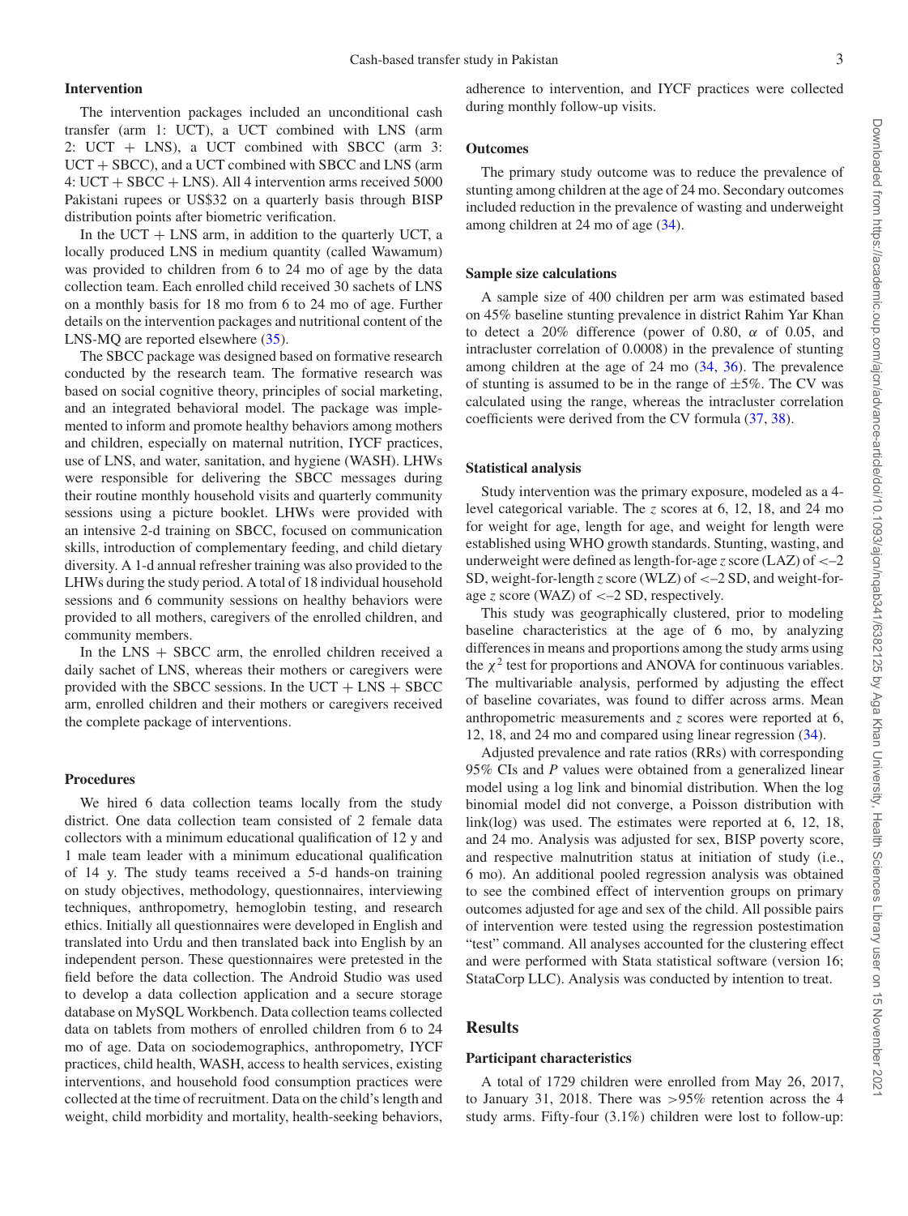### Intervention

The intervention packages included an unconditional cash transfer (arm 1: UCT), a UCT combined with LNS (arm 2: UCT + LNS), a UCT combined with SBCC (arm 3: UCT + SBCC), and a UCT combined with SBCC and LNS (arm 4: UCT + SBCC + LNS). All 4 intervention arms received 5000 Pakistani rupees or US$32 on a quarterly basis through BISP distribution points after biometric verification.

In the UCT + LNS arm, in addition to the quarterly UCT, a locally produced LNS in medium quantity (called Wawamum) was provided to children from 6 to 24 mo of age by the data collection team. Each enrolled child received 30 sachets of LNS on a monthly basis for 18 mo from 6 to 24 mo of age. Further details on the intervention packages and nutritional content of the LNS-MQ are reported elsewhere (35).

The SBCC package was designed based on formative research conducted by the research team. The formative research was based on social cognitive theory, principles of social marketing, and an integrated behavioral model. The package was implemented to inform and promote healthy behaviors among mothers and children, especially on maternal nutrition, IYCF practices, use of LNS, and water, sanitation, and hygiene (WASH). LHWs were responsible for delivering the SBCC messages during their routine monthly household visits and quarterly community sessions using a picture booklet. LHWs were provided with an intensive 2-d training on SBCC, focused on communication skills, introduction of complementary feeding, and child dietary diversity. A 1-d annual refresher training was also provided to the LHWs during the study period. A total of 18 individual household sessions and 6 community sessions on healthy behaviors were provided to all mothers, caregivers of the enrolled children, and community members.

In the LNS + SBCC arm, the enrolled children received a daily sachet of LNS, whereas their mothers or caregivers were provided with the SBCC sessions. In the UCT + LNS + SBCC arm, enrolled children and their mothers or caregivers received the complete package of interventions.

### Procedures

We hired 6 data collection teams locally from the study district. One data collection team consisted of 2 female data collectors with a minimum educational qualification of 12 y and 1 male team leader with a minimum educational qualification of 14 y. The study teams received a 5-d hands-on training on study objectives, methodology, questionnaires, interviewing techniques, anthropometry, hemoglobin testing, and research ethics. Initially all questionnaires were developed in English and translated into Urdu and then translated back into English by an independent person. These questionnaires were pretested in the field before the data collection. The Android Studio was used to develop a data collection application and a secure storage database on MySQL Workbench. Data collection teams collected data on tablets from mothers of enrolled children from 6 to 24 mo of age. Data on sociodemographics, anthropometry, IYCF practices, child health, WASH, access to health services, existing interventions, and household food consumption practices were collected at the time of recruitment. Data on the child's length and weight, child morbidity and mortality, health-seeking behaviors, adherence to intervention, and IYCF practices were collected during monthly follow-up visits.

### Outcomes

The primary study outcome was to reduce the prevalence of stunting among children at the age of 24 mo. Secondary outcomes included reduction in the prevalence of wasting and underweight among children at 24 mo of age (34).

### Sample size calculations

A sample size of 400 children per arm was estimated based on 45% baseline stunting prevalence in district Rahim Yar Khan to detect a 20% difference (power of 0.80, $\alpha$ of 0.05, and intracluster correlation of 0.0008) in the prevalence of stunting among children at the age of 24 mo (34, 36). The prevalence of stunting is assumed to be in the range of ±5%. The CV was calculated using the range, whereas the intracluster correlation coefficients were derived from the CV formula (37, 38).

### Statistical analysis

Study intervention was the primary exposure, modeled as a 4-level categorical variable. The $z$ scores at 6, 12, 18, and 24 mo for weight for age, length for age, and weight for length were established using WHO growth standards. Stunting, wasting, and underweight were defined as length-for-age $z$ score (LAZ) of <–2 SD, weight-for-length $z$ score (WLZ) of <–2 SD, and weight-for-age $z$ score (WAZ) of <–2 SD, respectively.

This study was geographically clustered, prior to modeling baseline characteristics at the age of 6 mo, by analyzing differences in means and proportions among the study arms using the $\chi^2$ test for proportions and ANOVA for continuous variables. The multivariable analysis, performed by adjusting the effect of baseline covariates, was found to differ across arms. Mean anthropometric measurements and $z$ scores were reported at 6, 12, 18, and 24 mo and compared using linear regression (34).

Adjusted prevalence and rate ratios (RRs) with corresponding 95% CIs and $P$ values were obtained from a generalized linear model using a log link and binomial distribution. When the log binomial model did not converge, a Poisson distribution with link(log) was used. The estimates were reported at 6, 12, 18, and 24 mo. Analysis was adjusted for sex, BISP poverty score, and respective malnutrition status at initiation of study (i.e., 6 mo). An additional pooled regression analysis was obtained to see the combined effect of intervention groups on primary outcomes adjusted for age and sex of the child. All possible pairs of intervention were tested using the regression postestimation "test" command. All analyses accounted for the clustering effect and were performed with Stata statistical software (version 16; StataCorp LLC). Analysis was conducted by intention to treat.

## Results

### Participant characteristics

A total of 1729 children were enrolled from May 26, 2017, to January 31, 2018. There was >95% retention across the 4 study arms. Fifty-four (3.1%) children were lost to follow-up: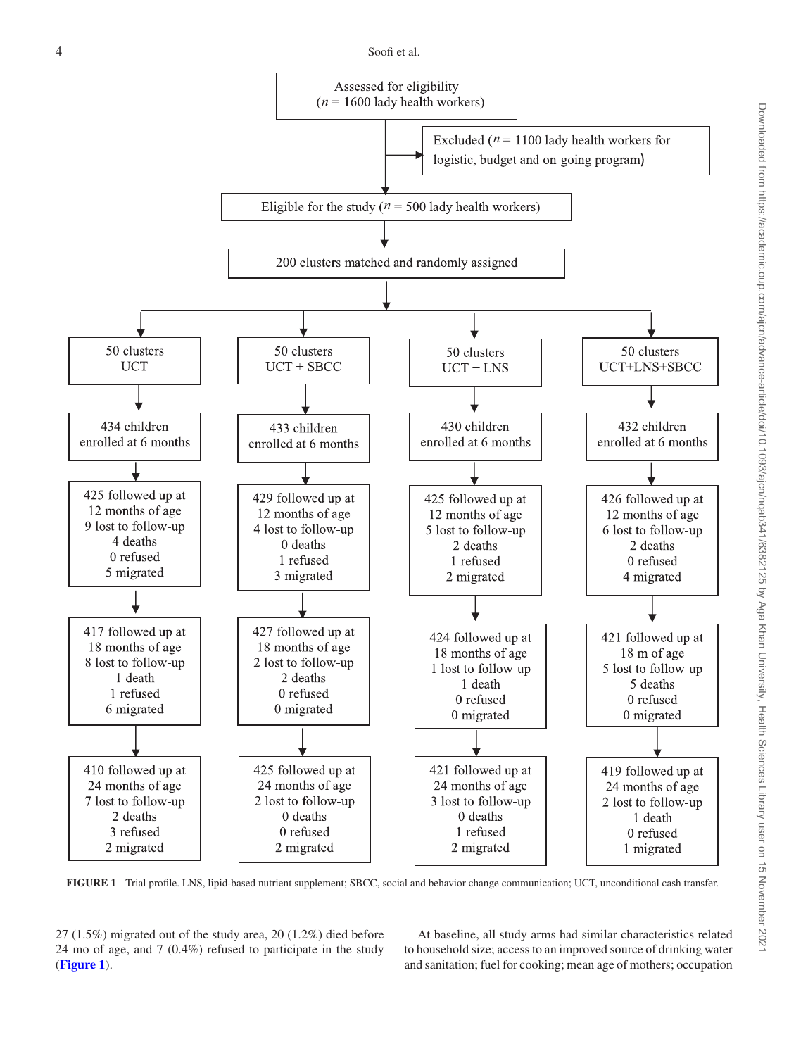Assessed for eligibility
(*n* = 1600 lady health workers)

Excluded (*n* = 1100 lady health workers for logistic, budget and on-going program)

Eligible for the study (*n* = 500 lady health workers)

200 clusters matched and randomly assigned

| 50 clusters UCT | 50 clusters UCT + SBCC | 50 clusters UCT + LNS | 50 clusters UCT+LNS+SBCC |
|---|---|---|---|
| 434 children enrolled at 6 months | 433 children enrolled at 6 months | 430 children enrolled at 6 months | 432 children enrolled at 6 months |
| 425 followed up at 12 months of age; 9 lost to follow-up; 4 deaths; 0 refused; 5 migrated | 429 followed up at 12 months of age; 4 lost to follow-up; 0 deaths; 1 refused; 3 migrated | 425 followed up at 12 months of age; 5 lost to follow-up; 2 deaths; 1 refused; 2 migrated | 426 followed up at 12 months of age; 6 lost to follow-up; 2 deaths; 0 refused; 4 migrated |
| 417 followed up at 18 months of age; 8 lost to follow-up; 1 death; 1 refused; 6 migrated | 427 followed up at 18 months of age; 2 lost to follow-up; 2 deaths; 0 refused; 0 migrated | 424 followed up at 18 months of age; 1 lost to follow-up; 1 death; 0 refused; 0 migrated | 421 followed up at 18 m of age; 5 lost to follow-up; 5 deaths; 0 refused; 0 migrated |
| 410 followed up at 24 months of age; 7 lost to follow-up; 2 deaths; 3 refused; 2 migrated | 425 followed up at 24 months of age; 2 lost to follow-up; 0 deaths; 0 refused; 2 migrated | 421 followed up at 24 months of age; 3 lost to follow-up; 0 deaths; 1 refused; 2 migrated | 419 followed up at 24 months of age; 2 lost to follow-up; 1 death; 0 refused; 1 migrated |

**FIGURE 1** Trial profile. LNS, lipid-based nutrient supplement; SBCC, social and behavior change communication; UCT, unconditional cash transfer.

27 (1.5%) migrated out of the study area, 20 (1.2%) died before 24 mo of age, and 7 (0.4%) refused to participate in the study (**Figure 1**).

At baseline, all study arms had similar characteristics related to household size; access to an improved source of drinking water and sanitation; fuel for cooking; mean age of mothers; occupation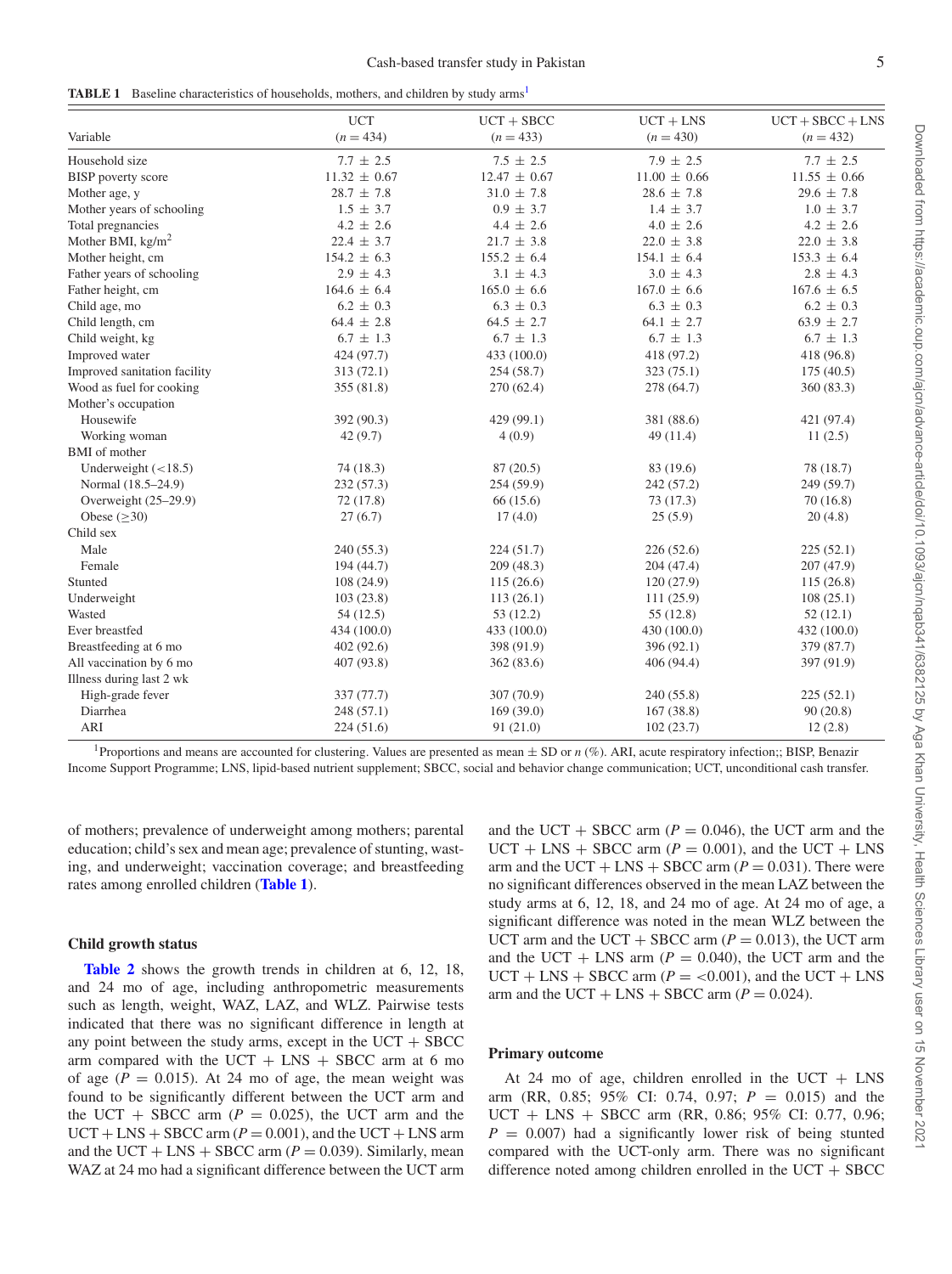**TABLE 1** Baseline characteristics of households, mothers, and children by study arms[1]

| Variable | UCT ($n = 434$) | UCT + SBCC ($n = 433$) | UCT + LNS ($n = 430$) | UCT + SBCC + LNS ($n = 432$) |
|---|---|---|---|---|
| Household size | 7.7 ± 2.5 | 7.5 ± 2.5 | 7.9 ± 2.5 | 7.7 ± 2.5 |
| BISP poverty score | 11.32 ± 0.67 | 12.47 ± 0.67 | 11.00 ± 0.66 | 11.55 ± 0.66 |
| Mother age, y | 28.7 ± 7.8 | 31.0 ± 7.8 | 28.6 ± 7.8 | 29.6 ± 7.8 |
| Mother years of schooling | 1.5 ± 3.7 | 0.9 ± 3.7 | 1.4 ± 3.7 | 1.0 ± 3.7 |
| Total pregnancies | 4.2 ± 2.6 | 4.4 ± 2.6 | 4.0 ± 2.6 | 4.2 ± 2.6 |
| Mother BMI, kg/m$^2$ | 22.4 ± 3.7 | 21.7 ± 3.8 | 22.0 ± 3.8 | 22.0 ± 3.8 |
| Mother height, cm | 154.2 ± 6.3 | 155.2 ± 6.4 | 154.1 ± 6.4 | 153.3 ± 6.4 |
| Father years of schooling | 2.9 ± 4.3 | 3.1 ± 4.3 | 3.0 ± 4.3 | 2.8 ± 4.3 |
| Father height, cm | 164.6 ± 6.4 | 165.0 ± 6.6 | 167.0 ± 6.6 | 167.6 ± 6.5 |
| Child age, mo | 6.2 ± 0.3 | 6.3 ± 0.3 | 6.3 ± 0.3 | 6.2 ± 0.3 |
| Child length, cm | 64.4 ± 2.8 | 64.5 ± 2.7 | 64.1 ± 2.7 | 63.9 ± 2.7 |
| Child weight, kg | 6.7 ± 1.3 | 6.7 ± 1.3 | 6.7 ± 1.3 | 6.7 ± 1.3 |
| Improved water | 424 (97.7) | 433 (100.0) | 418 (97.2) | 418 (96.8) |
| Improved sanitation facility | 313 (72.1) | 254 (58.7) | 323 (75.1) | 175 (40.5) |
| Wood as fuel for cooking | 355 (81.8) | 270 (62.4) | 278 (64.7) | 360 (83.3) |
| Mother's occupation | | | | |
| Housewife | 392 (90.3) | 429 (99.1) | 381 (88.6) | 421 (97.4) |
| Working woman | 42 (9.7) | 4 (0.9) | 49 (11.4) | 11 (2.5) |
| BMI of mother | | | | |
| Underweight (<18.5) | 74 (18.3) | 87 (20.5) | 83 (19.6) | 78 (18.7) |
| Normal (18.5–24.9) | 232 (57.3) | 254 (59.9) | 242 (57.2) | 249 (59.7) |
| Overweight (25–29.9) | 72 (17.8) | 66 (15.6) | 73 (17.3) | 70 (16.8) |
| Obese (≥30) | 27 (6.7) | 17 (4.0) | 25 (5.9) | 20 (4.8) |
| Child sex | | | | |
| Male | 240 (55.3) | 224 (51.7) | 226 (52.6) | 225 (52.1) |
| Female | 194 (44.7) | 209 (48.3) | 204 (47.4) | 207 (47.9) |
| Stunted | 108 (24.9) | 115 (26.6) | 120 (27.9) | 115 (26.8) |
| Underweight | 103 (23.8) | 113 (26.1) | 111 (25.9) | 108 (25.1) |
| Wasted | 54 (12.5) | 53 (12.2) | 55 (12.8) | 52 (12.1) |
| Ever breastfed | 434 (100.0) | 433 (100.0) | 430 (100.0) | 432 (100.0) |
| Breastfeeding at 6 mo | 402 (92.6) | 398 (91.9) | 396 (92.1) | 379 (87.7) |
| All vaccination by 6 mo | 407 (93.8) | 362 (83.6) | 406 (94.4) | 397 (91.9) |
| Illness during last 2 wk | | | | |
| High-grade fever | 337 (77.7) | 307 (70.9) | 240 (55.8) | 225 (52.1) |
| Diarrhea | 248 (57.1) | 169 (39.0) | 167 (38.8) | 90 (20.8) |
| ARI | 224 (51.6) | 91 (21.0) | 102 (23.7) | 12 (2.8) |

[1]Proportions and means are accounted for clustering. Values are presented as mean ± SD or *n* (%). ARI, acute respiratory infection;; BISP, Benazir Income Support Programme; LNS, lipid-based nutrient supplement; SBCC, social and behavior change communication; UCT, unconditional cash transfer.

of mothers; prevalence of underweight among mothers; parental education; child's sex and mean age; prevalence of stunting, wasting, and underweight; vaccination coverage; and breastfeeding rates among enrolled children (**Table 1**).

### Child growth status

**Table 2** shows the growth trends in children at 6, 12, 18, and 24 mo of age, including anthropometric measurements such as length, weight, WAZ, LAZ, and WLZ. Pairwise tests indicated that there was no significant difference in length at any point between the study arms, except in the UCT + SBCC arm compared with the UCT + LNS + SBCC arm at 6 mo of age ($P = 0.015$). At 24 mo of age, the mean weight was found to be significantly different between the UCT arm and the UCT + SBCC arm ($P = 0.025$), the UCT arm and the UCT + LNS + SBCC arm ($P = 0.001$), and the UCT + LNS arm and the UCT + LNS + SBCC arm ($P = 0.039$). Similarly, mean WAZ at 24 mo had a significant difference between the UCT arm and the UCT + SBCC arm ($P = 0.046$), the UCT arm and the UCT + LNS + SBCC arm ($P = 0.001$), and the UCT + LNS arm and the UCT + LNS + SBCC arm ($P = 0.031$). There were no significant differences observed in the mean LAZ between the study arms at 6, 12, 18, and 24 mo of age. At 24 mo of age, a significant difference was noted in the mean WLZ between the UCT arm and the UCT + SBCC arm ($P = 0.013$), the UCT arm and the UCT + LNS arm ($P = 0.040$), the UCT arm and the UCT + LNS + SBCC arm ($P = <0.001$), and the UCT + LNS arm and the UCT + LNS + SBCC arm ($P = 0.024$).

### Primary outcome

At 24 mo of age, children enrolled in the UCT + LNS arm (RR, 0.85; 95% CI: 0.74, 0.97; $P = 0.015$) and the UCT + LNS + SBCC arm (RR, 0.86; 95% CI: 0.77, 0.96; $P = 0.007$) had a significantly lower risk of being stunted compared with the UCT-only arm. There was no significant difference noted among children enrolled in the UCT + SBCC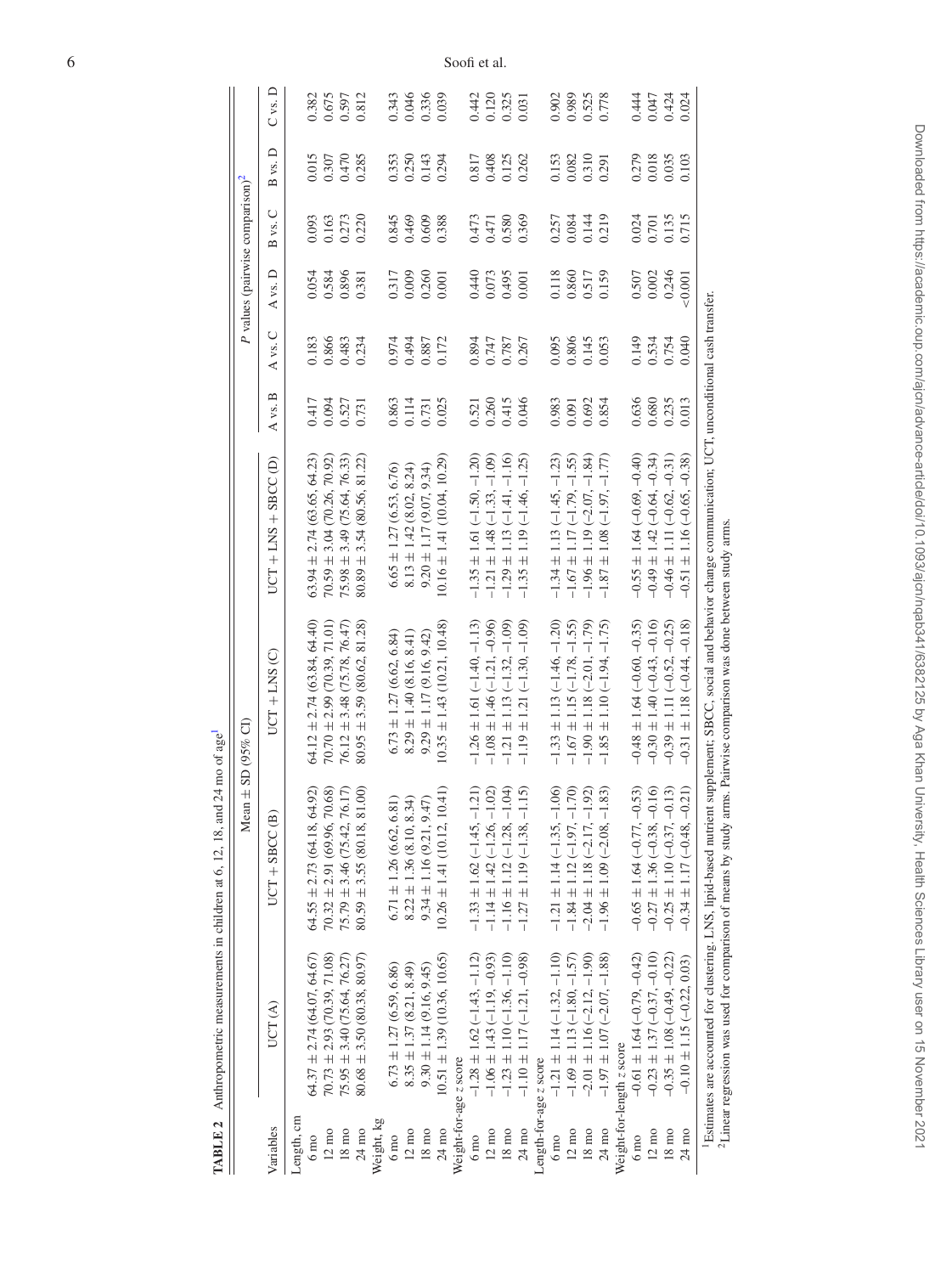**TABLE 2** Anthropometric measurements in children at 6, 12, 18, and 24 mo of age[1]

| Variables | Mean ± SD (95% CI) | | | | P values (pairwise comparison)[2] | | | | | |
|---|---|---|---|---|---|---|---|---|---|---|
| | UCT (A) | UCT + SBCC (B) | UCT + LNS (C) | UCT + LNS + SBCC (D) | A vs. B | A vs. C | A vs. D | B vs. C | B vs. D | C vs. D |
| Length, cm | | | | | | | | | | |
| 6 mo | 64.37 ± 2.74 (64.07, 64.67) | 64.55 ± 2.73 (64.18, 64.92) | 64.12 ± 2.74 (63.84, 64.40) | 63.94 ± 2.74 (63.65, 64.23) | 0.417 | 0.183 | 0.054 | 0.093 | 0.015 | 0.382 |
| 12 mo | 70.73 ± 2.93 (70.39, 71.08) | 70.32 ± 2.91 (69.96, 70.68) | 70.70 ± 2.99 (70.39, 71.01) | 70.59 ± 3.04 (70.26, 70.92) | 0.094 | 0.866 | 0.584 | 0.163 | 0.307 | 0.675 |
| 18 mo | 75.95 ± 3.40 (75.64, 76.27) | 75.79 ± 3.46 (75.42, 76.17) | 76.12 ± 3.48 (75.78, 76.47) | 75.98 ± 3.49 (75.64, 76.33) | 0.527 | 0.483 | 0.896 | 0.273 | 0.470 | 0.597 |
| 24 mo | 80.68 ± 3.50 (80.38, 80.97) | 80.59 ± 3.55 (80.18, 81.00) | 80.95 ± 3.59 (80.62, 81.28) | 80.89 ± 3.54 (80.56, 81.22) | 0.731 | 0.234 | 0.381 | 0.220 | 0.285 | 0.812 |
| Weight, kg | | | | | | | | | | |
| 6 mo | 6.73 ± 1.27 (6.59, 6.86) | 6.71 ± 1.26 (6.62, 6.81) | 6.73 ± 1.27 (6.62, 6.84) | 6.65 ± 1.27 (6.53, 6.76) | 0.863 | 0.974 | 0.317 | 0.845 | 0.353 | 0.343 |
| 12 mo | 8.35 ± 1.37 (8.21, 8.49) | 8.22 ± 1.36 (8.10, 8.34) | 8.29 ± 1.40 (8.16, 8.41) | 8.13 ± 1.42 (8.02, 8.24) | 0.114 | 0.494 | 0.009 | 0.469 | 0.250 | 0.046 |
| 18 mo | 9.30 ± 1.14 (9.16, 9.45) | 9.34 ± 1.16 (9.21, 9.47) | 9.29 ± 1.17 (9.16, 9.42) | 9.20 ± 1.17 (9.07, 9.34) | 0.731 | 0.887 | 0.260 | 0.609 | 0.143 | 0.336 |
| 24 mo | 10.51 ± 1.39 (10.36, 10.65) | 10.26 ± 1.41 (10.12, 10.41) | 10.35 ± 1.43 (10.21, 10.48) | 10.16 ± 1.41 (10.04, 10.29) | 0.025 | 0.172 | 0.001 | 0.388 | 0.294 | 0.039 |
| Weight-for-age z score | | | | | | | | | | |
| 6 mo | −1.28 ± 1.62 (−1.43, −1.12) | −1.33 ± 1.62 (−1.45, −1.21) | −1.26 ± 1.61 (−1.40, −1.13) | −1.35 ± 1.61 (−1.50, −1.20) | 0.521 | 0.894 | 0.440 | 0.473 | 0.817 | 0.442 |
| 12 mo | −1.06 ± 1.43 (−1.19, −0.93) | −1.14 ± 1.42 (−1.26, −1.02) | −1.08 ± 1.46 (−1.21, −0.96) | −1.21 ± 1.48 (−1.33, −1.09) | 0.260 | 0.747 | 0.073 | 0.471 | 0.408 | 0.120 |
| 18 mo | −1.23 ± 1.10 (−1.36, −1.10) | −1.16 ± 1.12 (−1.28, −1.04) | −1.21 ± 1.13 (−1.32, −1.09) | −1.29 ± 1.13 (−1.41, −1.16) | 0.415 | 0.787 | 0.495 | 0.580 | 0.125 | 0.325 |
| 24 mo | −1.10 ± 1.17 (−1.21, −0.98) | −1.27 ± 1.19 (−1.38, −1.15) | −1.19 ± 1.21 (−1.30, −1.09) | −1.35 ± 1.19 (−1.46, −1.25) | 0.046 | 0.267 | 0.001 | 0.369 | 0.262 | 0.031 |
| Length-for-age z score | | | | | | | | | | |
| 6 mo | −1.21 ± 1.14 (−1.32, −1.10) | −1.21 ± 1.14 (−1.35, −1.06) | −1.33 ± 1.13 (−1.46, −1.20) | −1.34 ± 1.13 (−1.45, −1.23) | 0.983 | 0.095 | 0.118 | 0.257 | 0.153 | 0.902 |
| 12 mo | −1.69 ± 1.13 (−1.80, −1.57) | −1.84 ± 1.12 (−1.97, −1.70) | −1.67 ± 1.15 (−1.78, −1.55) | −1.67 ± 1.17 (−1.79, −1.55) | 0.091 | 0.806 | 0.860 | 0.084 | 0.082 | 0.989 |
| 18 mo | −2.01 ± 1.16 (−2.12, −1.90) | −2.04 ± 1.18 (−2.17, −1.92) | −1.90 ± 1.18 (−2.01, −1.79) | −1.96 ± 1.19 (−2.07, −1.84) | 0.692 | 0.145 | 0.517 | 0.144 | 0.310 | 0.525 |
| 24 mo | −1.97 ± 1.07 (−2.07, −1.88) | −1.96 ± 1.09 (−2.08, −1.83) | −1.85 ± 1.10 (−1.94, −1.75) | −1.87 ± 1.08 (−1.97, −1.77) | 0.854 | 0.053 | 0.159 | 0.219 | 0.291 | 0.778 |
| Weight-for-length z score | | | | | | | | | | |
| 6 mo | −0.61 ± 1.64 (−0.79, −0.42) | −0.65 ± 1.64 (−0.77, −0.53) | −0.48 ± 1.64 (−0.60, −0.35) | −0.55 ± 1.64 (−0.69, −0.40) | 0.636 | 0.149 | 0.507 | 0.024 | 0.279 | 0.444 |
| 12 mo | −0.23 ± 1.37 (−0.37, −0.10) | −0.27 ± 1.36 (−0.38, −0.16) | −0.30 ± 1.40 (−0.43, −0.16) | −0.49 ± 1.42 (−0.64, −0.34) | 0.680 | 0.534 | 0.002 | 0.701 | 0.018 | 0.047 |
| 18 mo | −0.35 ± 1.08 (−0.49, −0.22) | −0.25 ± 1.10 (−0.37, −0.13) | −0.39 ± 1.11 (−0.52, −0.25) | −0.46 ± 1.11 (−0.62, −0.31) | 0.235 | 0.754 | 0.246 | 0.135 | 0.035 | 0.424 |
| 24 mo | −0.10 ± 1.15 (−0.22, 0.03) | −0.34 ± 1.17 (−0.48, −0.21) | −0.31 ± 1.18 (−0.44, −0.18) | −0.51 ± 1.16 (−0.65, −0.38) | 0.013 | 0.040 | <0.001 | 0.715 | 0.103 | 0.024 |

[1]Estimates are accounted for clustering. LNS, lipid-based nutrient supplement; SBCC, social and behavior change communication; UCT, unconditional cash transfer.
[2]Linear regression was used for comparison of means by study arms. Pairwise comparison was done between study arms.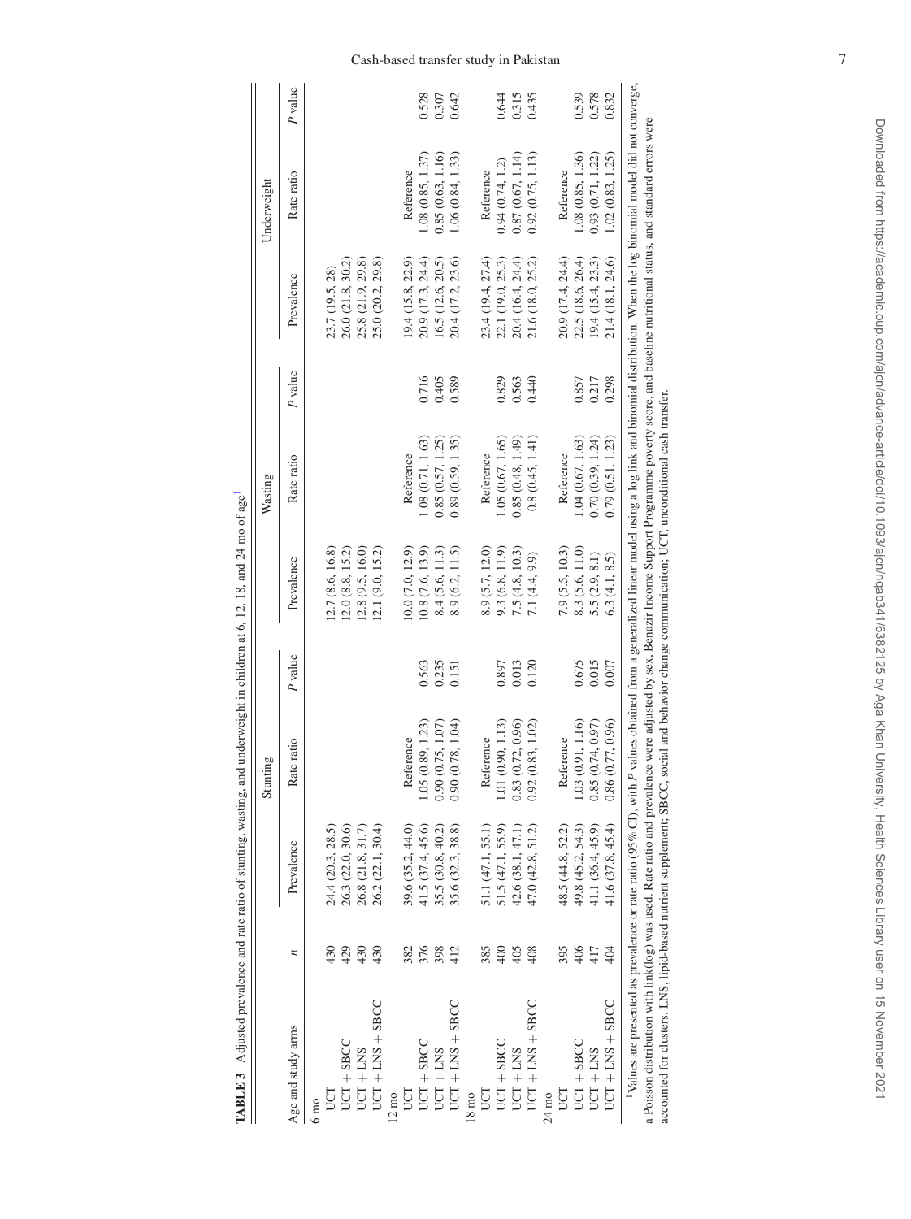**TABLE 3** Adjusted prevalence and rate ratio of stunting, wasting, and underweight in children at 6, 12, 18, and 24 mo of age[1]

| Age and study arms | *n* | Stunting | | | Wasting | | | Underweight | | |
|---|---|---|---|---|---|---|---|---|---|---|
| | | Prevalence | Rate ratio | *P* value | Prevalence | Rate ratio | *P* value | Prevalence | Rate ratio | *P* value |
| 6 mo | | | | | | | | | | |
| UCT | 430 | 24.4 (20.3, 28.5) | | | 12.7 (8.6, 16.8) | | | 23.7 (19.5, 28) | | |
| UCT + SBCC | 429 | 26.3 (22.0, 30.6) | | | 12.0 (8.8, 15.2) | | | 26.0 (21.8, 30.2) | | |
| UCT + LNS | 430 | 26.8 (21.8, 31.7) | | | 12.8 (9.5, 16.0) | | | 25.8 (21.9, 29.8) | | |
| UCT + LNS + SBCC | 430 | 26.2 (22.1, 30.4) | | | 12.1 (9.0, 15.2) | | | 25.0 (20.2, 29.8) | | |
| 12 mo | | | | | | | | | | |
| UCT | 382 | 39.6 (35.2, 44.0) | Reference | | 10.0 (7.0, 12.9) | Reference | | 19.4 (15.8, 22.9) | Reference | |
| UCT + SBCC | 376 | 41.5 (37.4, 45.6) | 1.05 (0.89, 1.23) | 0.563 | 10.8 (7.6, 13.9) | 1.08 (0.71, 1.63) | 0.716 | 20.9 (17.3, 24.4) | 1.08 (0.85, 1.37) | 0.528 |
| UCT + LNS | 398 | 35.5 (30.8, 40.2) | 0.90 (0.75, 1.07) | 0.235 | 8.4 (5.6, 11.3) | 0.85 (0.57, 1.25) | 0.405 | 16.5 (12.6, 20.5) | 0.85 (0.63, 1.16) | 0.307 |
| UCT + LNS + SBCC | 412 | 35.6 (32.3, 38.8) | 0.90 (0.78, 1.04) | 0.151 | 8.9 (6.2, 11.5) | 0.89 (0.59, 1.35) | 0.589 | 20.4 (17.2, 23.6) | 1.06 (0.84, 1.33) | 0.642 |
| 18 mo | | | | | | | | | | |
| UCT | 385 | 51.1 (47.1, 55.1) | Reference | | 8.9 (5.7, 12.0) | Reference | | 23.4 (19.4, 27.4) | Reference | |
| UCT + SBCC | 400 | 51.5 (47.1, 55.9) | 1.01 (0.90, 1.13) | 0.897 | 9.3 (6.8, 11.9) | 1.05 (0.67, 1.65) | 0.829 | 22.1 (19.0, 25.3) | 0.94 (0.74, 1.2) | 0.644 |
| UCT + LNS | 405 | 42.6 (38.1, 47.1) | 0.83 (0.72, 0.96) | 0.013 | 7.5 (4.8, 10.3) | 0.85 (0.48, 1.49) | 0.563 | 20.4 (16.4, 24.4) | 0.87 (0.67, 1.14) | 0.315 |
| UCT + LNS + SBCC | 408 | 47.0 (42.8, 51.2) | 0.92 (0.83, 1.02) | 0.120 | 7.1 (4.4, 9.9) | 0.8 (0.45, 1.41) | 0.440 | 21.6 (18.0, 25.2) | 0.92 (0.75, 1.13) | 0.435 |
| 24 mo | | | | | | | | | | |
| UCT | 395 | 48.5 (44.8, 52.2) | Reference | | 7.9 (5.5, 10.3) | Reference | | 20.9 (17.4, 24.4) | Reference | |
| UCT + SBCC | 406 | 49.8 (45.2, 54.3) | 1.03 (0.91, 1.16) | 0.675 | 8.3 (5.6, 11.0) | 1.04 (0.67, 1.63) | 0.857 | 22.5 (18.6, 26.4) | 1.08 (0.85, 1.36) | 0.539 |
| UCT + LNS | 417 | 41.1 (36.4, 45.9) | 0.85 (0.74, 0.97) | 0.015 | 5.5 (2.9, 8.1) | 0.70 (0.39, 1.24) | 0.217 | 19.4 (15.4, 23.3) | 0.93 (0.71, 1.22) | 0.578 |
| UCT + LNS + SBCC | 404 | 41.6 (37.8, 45.4) | 0.86 (0.77, 0.96) | 0.007 | 6.3 (4.1, 8.5) | 0.79 (0.51, 1.23) | 0.298 | 21.4 (18.1, 24.6) | 1.02 (0.83, 1.25) | 0.832 |

[1]Values are presented as prevalence or rate ratio (95% CI), with *P* values obtained from a generalized linear model using a log link and binomial distribution. When the log binomial model did not converge, a Poisson distribution with link(log) was used. Rate ratio and prevalence were adjusted by sex, Benazir Income Support Programme poverty score, and baseline nutritional status, and standard errors were accounted for clusters. LNS, lipid-based nutrient supplement; SBCC, social and behavior change communication; UCT, unconditional cash transfer.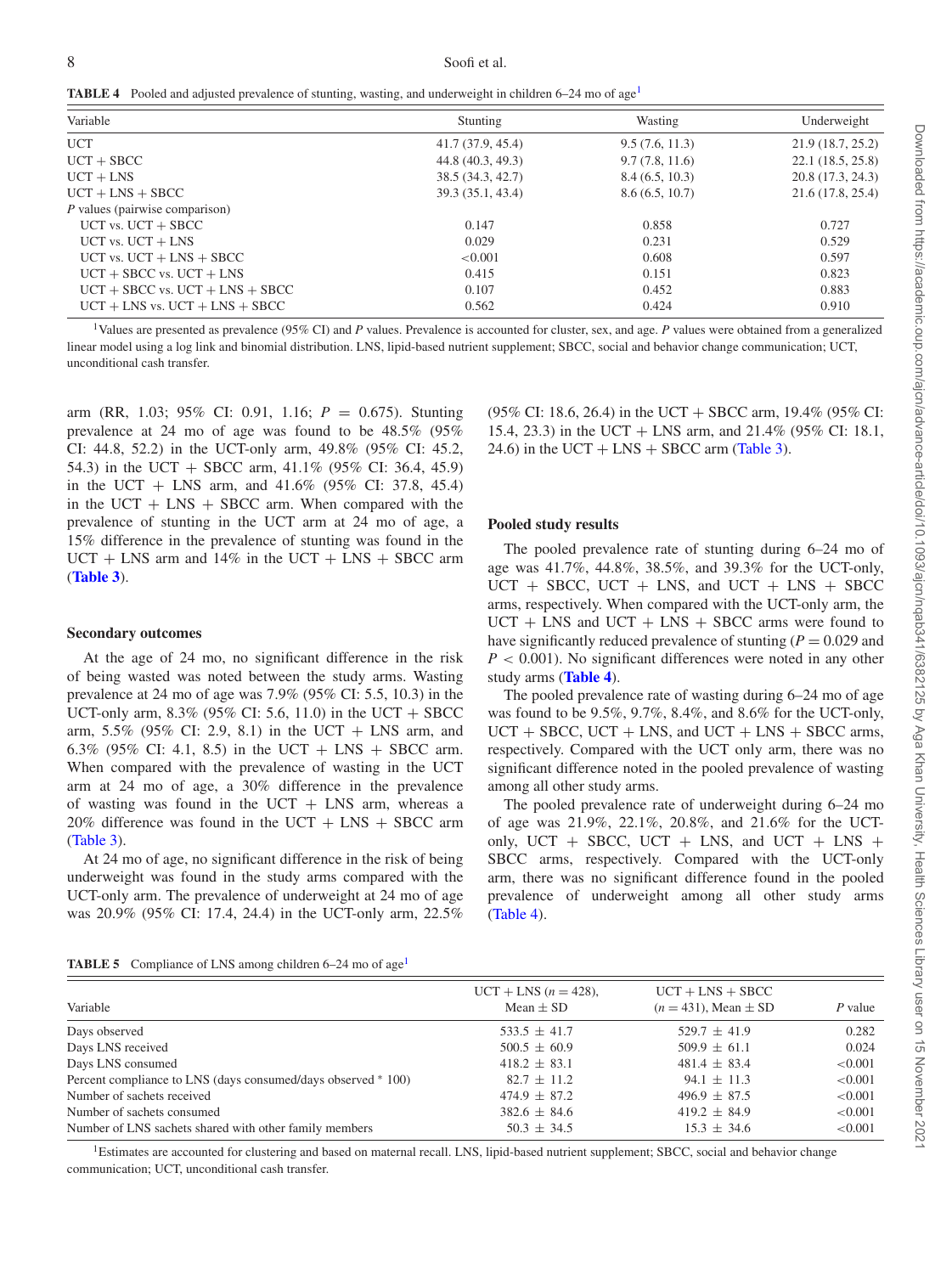**TABLE 4** Pooled and adjusted prevalence of stunting, wasting, and underweight in children 6–24 mo of age[1]

| Variable | Stunting | Wasting | Underweight |
|---|---|---|---|
| UCT | 41.7 (37.9, 45.4) | 9.5 (7.6, 11.3) | 21.9 (18.7, 25.2) |
| UCT + SBCC | 44.8 (40.3, 49.3) | 9.7 (7.8, 11.6) | 22.1 (18.5, 25.8) |
| UCT + LNS | 38.5 (34.3, 42.7) | 8.4 (6.5, 10.3) | 20.8 (17.3, 24.3) |
| UCT + LNS + SBCC | 39.3 (35.1, 43.4) | 8.6 (6.5, 10.7) | 21.6 (17.8, 25.4) |
| *P* values (pairwise comparison) | | | |
| UCT vs. UCT + SBCC | 0.147 | 0.858 | 0.727 |
| UCT vs. UCT + LNS | 0.029 | 0.231 | 0.529 |
| UCT vs. UCT + LNS + SBCC | <0.001 | 0.608 | 0.597 |
| UCT + SBCC vs. UCT + LNS | 0.415 | 0.151 | 0.823 |
| UCT + SBCC vs. UCT + LNS + SBCC | 0.107 | 0.452 | 0.883 |
| UCT + LNS vs. UCT + LNS + SBCC | 0.562 | 0.424 | 0.910 |

[1]Values are presented as prevalence (95% CI) and *P* values. Prevalence is accounted for cluster, sex, and age. *P* values were obtained from a generalized linear model using a log link and binomial distribution. LNS, lipid-based nutrient supplement; SBCC, social and behavior change communication; UCT, unconditional cash transfer.

arm (RR, 1.03; 95% CI: 0.91, 1.16; $P = 0.675$). Stunting prevalence at 24 mo of age was found to be 48.5% (95% CI: 44.8, 52.2) in the UCT-only arm, 49.8% (95% CI: 45.2, 54.3) in the UCT + SBCC arm, 41.1% (95% CI: 36.4, 45.9) in the UCT + LNS arm, and 41.6% (95% CI: 37.8, 45.4) in the UCT + LNS + SBCC arm. When compared with the prevalence of stunting in the UCT arm at 24 mo of age, a 15% difference in the prevalence of stunting was found in the UCT + LNS arm and 14% in the UCT + LNS + SBCC arm (**Table 3**).

### Secondary outcomes

At the age of 24 mo, no significant difference in the risk of being wasted was noted between the study arms. Wasting prevalence at 24 mo of age was 7.9% (95% CI: 5.5, 10.3) in the UCT-only arm, 8.3% (95% CI: 5.6, 11.0) in the UCT + SBCC arm, 5.5% (95% CI: 2.9, 8.1) in the UCT + LNS arm, and 6.3% (95% CI: 4.1, 8.5) in the UCT + LNS + SBCC arm. When compared with the prevalence of wasting in the UCT arm at 24 mo of age, a 30% difference in the prevalence of wasting was found in the UCT + LNS arm, whereas a 20% difference was found in the UCT + LNS + SBCC arm (Table 3).

At 24 mo of age, no significant difference in the risk of being underweight was found in the study arms compared with the UCT-only arm. The prevalence of underweight at 24 mo of age was 20.9% (95% CI: 17.4, 24.4) in the UCT-only arm, 22.5% (95% CI: 18.6, 26.4) in the UCT + SBCC arm, 19.4% (95% CI: 15.4, 23.3) in the UCT + LNS arm, and 21.4% (95% CI: 18.1, 24.6) in the UCT + LNS + SBCC arm (Table 3).

### Pooled study results

The pooled prevalence rate of stunting during 6–24 mo of age was 41.7%, 44.8%, 38.5%, and 39.3% for the UCT-only, UCT + SBCC, UCT + LNS, and UCT + LNS + SBCC arms, respectively. When compared with the UCT-only arm, the UCT + LNS and UCT + LNS + SBCC arms were found to have significantly reduced prevalence of stunting ($P = 0.029$ and $P < 0.001$). No significant differences were noted in any other study arms (**Table 4**).

The pooled prevalence rate of wasting during 6–24 mo of age was found to be 9.5%, 9.7%, 8.4%, and 8.6% for the UCT-only, UCT + SBCC, UCT + LNS, and UCT + LNS + SBCC arms, respectively. Compared with the UCT only arm, there was no significant difference noted in the pooled prevalence of wasting among all other study arms.

The pooled prevalence rate of underweight during 6–24 mo of age was 21.9%, 22.1%, 20.8%, and 21.6% for the UCT-only, UCT + SBCC, UCT + LNS, and UCT + LNS + SBCC arms, respectively. Compared with the UCT-only arm, there was no significant difference found in the pooled prevalence of underweight among all other study arms (Table 4).

**TABLE 5** Compliance of LNS among children 6–24 mo of age[1]

| Variable | UCT + LNS ($n = 428$), Mean ± SD | UCT + LNS + SBCC ($n = 431$), Mean ± SD | *P* value |
|---|---|---|---|
| Days observed | 533.5 ± 41.7 | 529.7 ± 41.9 | 0.282 |
| Days LNS received | 500.5 ± 60.9 | 509.9 ± 61.1 | 0.024 |
| Days LNS consumed | 418.2 ± 83.1 | 481.4 ± 83.4 | <0.001 |
| Percent compliance to LNS (days consumed/days observed * 100) | 82.7 ± 11.2 | 94.1 ± 11.3 | <0.001 |
| Number of sachets received | 474.9 ± 87.2 | 496.9 ± 87.5 | <0.001 |
| Number of sachets consumed | 382.6 ± 84.6 | 419.2 ± 84.9 | <0.001 |
| Number of LNS sachets shared with other family members | 50.3 ± 34.5 | 15.3 ± 34.6 | <0.001 |

[1]Estimates are accounted for clustering and based on maternal recall. LNS, lipid-based nutrient supplement; SBCC, social and behavior change communication; UCT, unconditional cash transfer.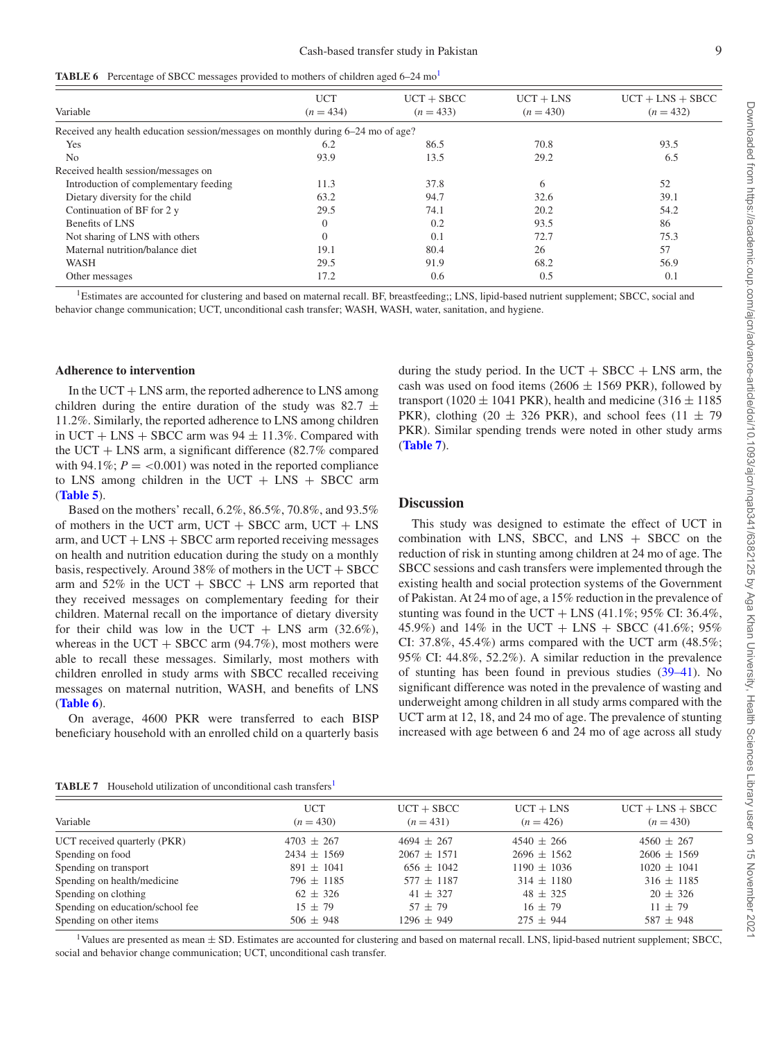**TABLE 6** Percentage of SBCC messages provided to mothers of children aged 6–24 mo[1]

| Variable | UCT (n = 434) | UCT + SBCC (n = 433) | UCT + LNS (n = 430) | UCT + LNS + SBCC (n = 432) |
|---|---|---|---|---|
| Received any health education session/messages on monthly during 6–24 mo of age? | | | | |
| Yes | 6.2 | 86.5 | 70.8 | 93.5 |
| No | 93.9 | 13.5 | 29.2 | 6.5 |
| Received health session/messages on | | | | |
| Introduction of complementary feeding | 11.3 | 37.8 | 6 | 52 |
| Dietary diversity for the child | 63.2 | 94.7 | 32.6 | 39.1 |
| Continuation of BF for 2 y | 29.5 | 74.1 | 20.2 | 54.2 |
| Benefits of LNS | 0 | 0.2 | 93.5 | 86 |
| Not sharing of LNS with others | 0 | 0.1 | 72.7 | 75.3 |
| Maternal nutrition/balance diet | 19.1 | 80.4 | 26 | 57 |
| WASH | 29.5 | 91.9 | 68.2 | 56.9 |
| Other messages | 17.2 | 0.6 | 0.5 | 0.1 |

[1]Estimates are accounted for clustering and based on maternal recall. BF, breastfeeding;; LNS, lipid-based nutrient supplement; SBCC, social and behavior change communication; UCT, unconditional cash transfer; WASH, WASH, water, sanitation, and hygiene.

### Adherence to intervention

In the UCT + LNS arm, the reported adherence to LNS among children during the entire duration of the study was 82.7 ± 11.2%. Similarly, the reported adherence to LNS among children in UCT + LNS + SBCC arm was 94 ± 11.3%. Compared with the UCT + LNS arm, a significant difference (82.7% compared with 94.1%; $P = <0.001$) was noted in the reported compliance to LNS among children in the UCT + LNS + SBCC arm (**Table 5**).

Based on the mothers' recall, 6.2%, 86.5%, 70.8%, and 93.5% of mothers in the UCT arm, UCT + SBCC arm, UCT + LNS arm, and UCT + LNS + SBCC arm reported receiving messages on health and nutrition education during the study on a monthly basis, respectively. Around 38% of mothers in the UCT + SBCC arm and 52% in the UCT + SBCC + LNS arm reported that they received messages on complementary feeding for their children. Maternal recall on the importance of dietary diversity for their child was low in the UCT + LNS arm (32.6%), whereas in the UCT + SBCC arm (94.7%), most mothers were able to recall these messages. Similarly, most mothers with children enrolled in study arms with SBCC recalled receiving messages on maternal nutrition, WASH, and benefits of LNS (**Table 6**).

On average, 4600 PKR were transferred to each BISP beneficiary household with an enrolled child on a quarterly basis during the study period. In the UCT + SBCC + LNS arm, the cash was used on food items (2606 ± 1569 PKR), followed by transport (1020 ± 1041 PKR), health and medicine (316 ± 1185 PKR), clothing (20 ± 326 PKR), and school fees (11 ± 79 PKR). Similar spending trends were noted in other study arms (**Table 7**).

## Discussion

This study was designed to estimate the effect of UCT in combination with LNS, SBCC, and LNS + SBCC on the reduction of risk in stunting among children at 24 mo of age. The SBCC sessions and cash transfers were implemented through the existing health and social protection systems of the Government of Pakistan. At 24 mo of age, a 15% reduction in the prevalence of stunting was found in the UCT + LNS (41.1%; 95% CI: 36.4%, 45.9%) and 14% in the UCT + LNS + SBCC (41.6%; 95% CI: 37.8%, 45.4%) arms compared with the UCT arm (48.5%; 95% CI: 44.8%, 52.2%). A similar reduction in the prevalence of stunting has been found in previous studies (39–41). No significant difference was noted in the prevalence of wasting and underweight among children in all study arms compared with the UCT arm at 12, 18, and 24 mo of age. The prevalence of stunting increased with age between 6 and 24 mo of age across all study

**TABLE 7** Household utilization of unconditional cash transfers[1]

| Variable | UCT (n = 430) | UCT + SBCC (n = 431) | UCT + LNS (n = 426) | UCT + LNS + SBCC (n = 430) |
|---|---|---|---|---|
| UCT received quarterly (PKR) | 4703 ± 267 | 4694 ± 267 | 4540 ± 266 | 4560 ± 267 |
| Spending on food | 2434 ± 1569 | 2067 ± 1571 | 2696 ± 1562 | 2606 ± 1569 |
| Spending on transport | 891 ± 1041 | 656 ± 1042 | 1190 ± 1036 | 1020 ± 1041 |
| Spending on health/medicine | 796 ± 1185 | 577 ± 1187 | 314 ± 1180 | 316 ± 1185 |
| Spending on clothing | 62 ± 326 | 41 ± 327 | 48 ± 325 | 20 ± 326 |
| Spending on education/school fee | 15 ± 79 | 57 ± 79 | 16 ± 79 | 11 ± 79 |
| Spending on other items | 506 ± 948 | 1296 ± 949 | 275 ± 944 | 587 ± 948 |

[1]Values are presented as mean ± SD. Estimates are accounted for clustering and based on maternal recall. LNS, lipid-based nutrient supplement; SBCC, social and behavior change communication; UCT, unconditional cash transfer.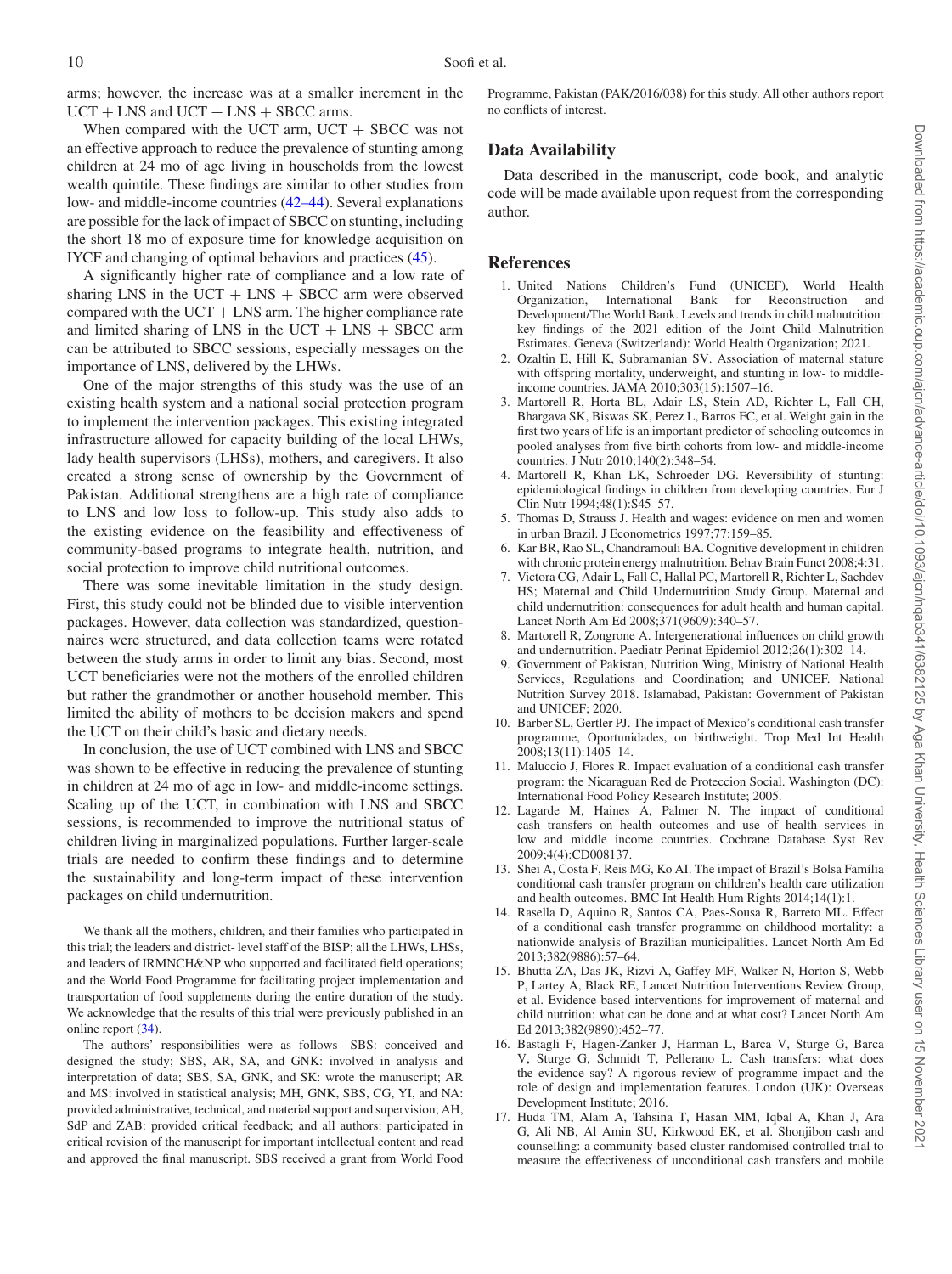arms; however, the increase was at a smaller increment in the UCT + LNS and UCT + LNS + SBCC arms.

When compared with the UCT arm, UCT + SBCC was not an effective approach to reduce the prevalence of stunting among children at 24 mo of age living in households from the lowest wealth quintile. These findings are similar to other studies from low- and middle-income countries (42–44). Several explanations are possible for the lack of impact of SBCC on stunting, including the short 18 mo of exposure time for knowledge acquisition on IYCF and changing of optimal behaviors and practices (45).

A significantly higher rate of compliance and a low rate of sharing LNS in the UCT + LNS + SBCC arm were observed compared with the UCT + LNS arm. The higher compliance rate and limited sharing of LNS in the UCT + LNS + SBCC arm can be attributed to SBCC sessions, especially messages on the importance of LNS, delivered by the LHWs.

One of the major strengths of this study was the use of an existing health system and a national social protection program to implement the intervention packages. This existing integrated infrastructure allowed for capacity building of the local LHWs, lady health supervisors (LHSs), mothers, and caregivers. It also created a strong sense of ownership by the Government of Pakistan. Additional strengthens are a high rate of compliance to LNS and low loss to follow-up. This study also adds to the existing evidence on the feasibility and effectiveness of community-based programs to integrate health, nutrition, and social protection to improve child nutritional outcomes.

There was some inevitable limitation in the study design. First, this study could not be blinded due to visible intervention packages. However, data collection was standardized, questionnaires were structured, and data collection teams were rotated between the study arms in order to limit any bias. Second, most UCT beneficiaries were not the mothers of the enrolled children but rather the grandmother or another household member. This limited the ability of mothers to be decision makers and spend the UCT on their child's basic and dietary needs.

In conclusion, the use of UCT combined with LNS and SBCC was shown to be effective in reducing the prevalence of stunting in children at 24 mo of age in low- and middle-income settings. Scaling up of the UCT, in combination with LNS and SBCC sessions, is recommended to improve the nutritional status of children living in marginalized populations. Further larger-scale trials are needed to confirm these findings and to determine the sustainability and long-term impact of these intervention packages on child undernutrition.

We thank all the mothers, children, and their families who participated in this trial; the leaders and district- level staff of the BISP; all the LHWs, LHSs, and leaders of IRMNCH&NP who supported and facilitated field operations; and the World Food Programme for facilitating project implementation and transportation of food supplements during the entire duration of the study. We acknowledge that the results of this trial were previously published in an online report (34).

The authors' responsibilities were as follows—SBS: conceived and designed the study; SBS, AR, SA, and GNK: involved in analysis and interpretation of data; SBS, SA, GNK, and SK: wrote the manuscript; AR and MS: involved in statistical analysis; MH, GNK, SBS, CG, YI, and NA: provided administrative, technical, and material support and supervision; AH, SdP and ZAB: provided critical feedback; and all authors: participated in critical revision of the manuscript for important intellectual content and read and approved the final manuscript. SBS received a grant from World Food Programme, Pakistan (PAK/2016/038) for this study. All other authors report no conflicts of interest.

## Data Availability

Data described in the manuscript, code book, and analytic code will be made available upon request from the corresponding author.

## References

1. United Nations Children's Fund (UNICEF), World Health Organization, International Bank for Reconstruction and Development/The World Bank. Levels and trends in child malnutrition: key findings of the 2021 edition of the Joint Child Malnutrition Estimates. Geneva (Switzerland): World Health Organization; 2021.
2. Ozaltin E, Hill K, Subramanian SV. Association of maternal stature with offspring mortality, underweight, and stunting in low- to middle-income countries. JAMA 2010;303(15):1507–16.
3. Martorell R, Horta BL, Adair LS, Stein AD, Richter L, Fall CH, Bhargava SK, Biswas SK, Perez L, Barros FC, et al. Weight gain in the first two years of life is an important predictor of schooling outcomes in pooled analyses from five birth cohorts from low- and middle-income countries. J Nutr 2010;140(2):348–54.
4. Martorell R, Khan LK, Schroeder DG. Reversibility of stunting: epidemiological findings in children from developing countries. Eur J Clin Nutr 1994;48(1):S45–57.
5. Thomas D, Strauss J. Health and wages: evidence on men and women in urban Brazil. J Econometrics 1997;77:159–85.
6. Kar BR, Rao SL, Chandramouli BA. Cognitive development in children with chronic protein energy malnutrition. Behav Brain Funct 2008;4:31.
7. Victora CG, Adair L, Fall C, Hallal PC, Martorell R, Richter L, Sachdev HS; Maternal and Child Undernutrition Study Group. Maternal and child undernutrition: consequences for adult health and human capital. Lancet North Am Ed 2008;371(9609):340–57.
8. Martorell R, Zongrone A. Intergenerational influences on child growth and undernutrition. Paediatr Perinat Epidemiol 2012;26(1):302–14.
9. Government of Pakistan, Nutrition Wing, Ministry of National Health Services, Regulations and Coordination; and UNICEF. National Nutrition Survey 2018. Islamabad, Pakistan: Government of Pakistan and UNICEF; 2020.
10. Barber SL, Gertler PJ. The impact of Mexico's conditional cash transfer programme, Oportunidades, on birthweight. Trop Med Int Health 2008;13(11):1405–14.
11. Maluccio J, Flores R. Impact evaluation of a conditional cash transfer program: the Nicaraguan Red de Proteccion Social. Washington (DC): International Food Policy Research Institute; 2005.
12. Lagarde M, Haines A, Palmer N. The impact of conditional cash transfers on health outcomes and use of health services in low and middle income countries. Cochrane Database Syst Rev 2009;4(4):CD008137.
13. Shei A, Costa F, Reis MG, Ko AI. The impact of Brazil's Bolsa Família conditional cash transfer program on children's health care utilization and health outcomes. BMC Int Health Hum Rights 2014;14(1):1.
14. Rasella D, Aquino R, Santos CA, Paes-Sousa R, Barreto ML. Effect of a conditional cash transfer programme on childhood mortality: a nationwide analysis of Brazilian municipalities. Lancet North Am Ed 2013;382(9886):57–64.
15. Bhutta ZA, Das JK, Rizvi A, Gaffey MF, Walker N, Horton S, Webb P, Lartey A, Black RE, Lancet Nutrition Interventions Review Group, et al. Evidence-based interventions for improvement of maternal and child nutrition: what can be done and at what cost? Lancet North Am Ed 2013;382(9890):452–77.
16. Bastagli F, Hagen-Zanker J, Harman L, Barca V, Sturge G, Barca V, Sturge G, Schmidt T, Pellerano L. Cash transfers: what does the evidence say? A rigorous review of programme impact and the role of design and implementation features. London (UK): Overseas Development Institute; 2016.
17. Huda TM, Alam A, Tahsina T, Hasan MM, Iqbal A, Khan J, Ara G, Ali NB, Al Amin SU, Kirkwood EK, et al. Shonjibon cash and counselling: a community-based cluster randomised controlled trial to measure the effectiveness of unconditional cash transfers and mobile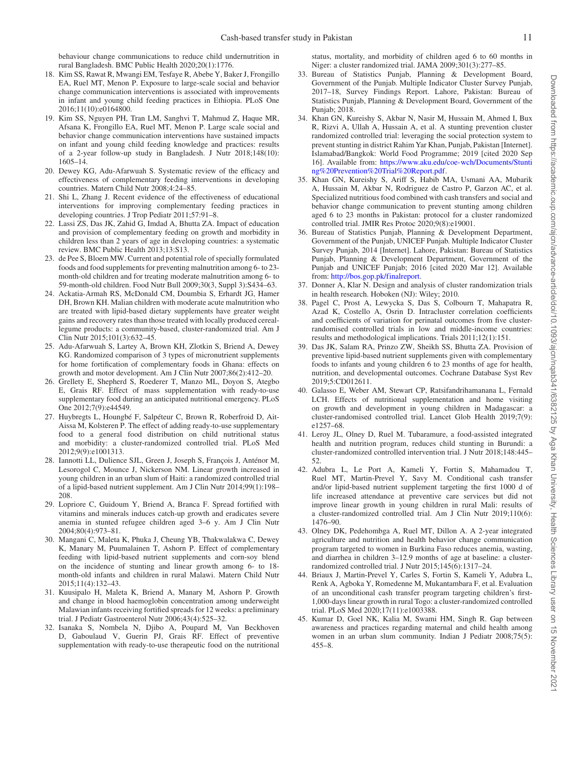behaviour change communications to reduce child undernutrition in rural Bangladesh. BMC Public Health 2020;20(1):1776.

18. Kim SS, Rawat R, Mwangi EM, Tesfaye R, Abebe Y, Baker J, Frongillo EA, Ruel MT, Menon P. Exposure to large-scale social and behavior change communication interventions is associated with improvements in infant and young child feeding practices in Ethiopia. PLoS One 2016;11(10):e0164800.
19. Kim SS, Nguyen PH, Tran LM, Sanghvi T, Mahmud Z, Haque MR, Afsana K, Frongillo EA, Ruel MT, Menon P. Large scale social and behavior change communication interventions have sustained impacts on infant and young child feeding knowledge and practices: results of a 2-year follow-up study in Bangladesh. J Nutr 2018;148(10):1605–14.
20. Dewey KG, Adu-Afarwuah S. Systematic review of the efficacy and effectiveness of complementary feeding interventions in developing countries. Matern Child Nutr 2008;4:24–85.
21. Shi L, Zhang J. Recent evidence of the effectiveness of educational interventions for improving complementary feeding practices in developing countries. J Trop Pediatr 2011;57:91–8.
22. Lassi ZS, Das JK, Zahid G, Imdad A, Bhutta ZA. Impact of education and provision of complementary feeding on growth and morbidity in children less than 2 years of age in developing countries: a systematic review. BMC Public Health 2013;13:S13.
23. de Pee S, Bloem MW. Current and potential role of specially formulated foods and food supplements for preventing malnutrition among 6- to 23-month-old children and for treating moderate malnutrition among 6- to 59-month-old children. Food Nutr Bull 2009;30(3, Suppl 3):S434–63.
24. Ackatia-Armah RS, McDonald CM, Doumbia S, Erhardt JG, Hamer DH, Brown KH. Malian children with moderate acute malnutrition who are treated with lipid-based dietary supplements have greater weight gains and recovery rates than those treated with locally produced cereal-legume products: a community-based, cluster-randomized trial. Am J Clin Nutr 2015;101(3):632–45.
25. Adu-Afarwuah S, Lartey A, Brown KH, Zlotkin S, Briend A, Dewey KG. Randomized comparison of 3 types of micronutrient supplements for home fortification of complementary foods in Ghana: effects on growth and motor development. Am J Clin Nutr 2007;86(2):412–20.
26. Grellety E, Shepherd S, Roederer T, Manzo ML, Doyon S, Ategbo E, Grais RF. Effect of mass supplementation with ready-to-use supplementary food during an anticipated nutritional emergency. PLoS One 2012;7(9):e44549.
27. Huybregts L, Houngbé F, Salpéteur C, Brown R, Roberfroid D, Ait-Aissa M, Kolsteren P. The effect of adding ready-to-use supplementary food to a general food distribution on child nutritional status and morbidity: a cluster-randomized controlled trial. PLoS Med 2012;9(9):e1001313.
28. Iannotti LL, Dulience SJL, Green J, Joseph S, François J, Anténor M, Lesorogol C, Mounce J, Nickerson NM. Linear growth increased in young children in an urban slum of Haiti: a randomized controlled trial of a lipid-based nutrient supplement. Am J Clin Nutr 2014;99(1):198–208.
29. Lopriore C, Guidoum Y, Briend A, Branca F. Spread fortified with vitamins and minerals induces catch-up growth and eradicates severe anemia in stunted refugee children aged 3–6 y. Am J Clin Nutr 2004;80(4):973–81.
30. Mangani C, Maleta K, Phuka J, Cheung YB, Thakwalakwa C, Dewey K, Manary M, Puumalainen T, Ashorn P. Effect of complementary feeding with lipid-based nutrient supplements and corn-soy blend on the incidence of stunting and linear growth among 6- to 18-month-old infants and children in rural Malawi. Matern Child Nutr 2015;11(4):132–43.
31. Kuusipalo H, Maleta K, Briend A, Manary M, Ashorn P. Growth and change in blood haemoglobin concentration among underweight Malawian infants receiving fortified spreads for 12 weeks: a preliminary trial. J Pediatr Gastroenterol Nutr 2006;43(4):525–32.
32. Isanaka S, Nombela N, Djibo A, Poupard M, Van Beckhoven D, Gaboulaud V, Guerin PJ, Grais RF. Effect of preventive supplementation with ready-to-use therapeutic food on the nutritional status, mortality, and morbidity of children aged 6 to 60 months in Niger: a cluster randomized trial. JAMA 2009;301(3):277–85.
33. Bureau of Statistics Punjab, Planning & Development Board, Government of the Punjab. Multiple Indicator Cluster Survey Punjab, 2017–18, Survey Findings Report. Lahore, Pakistan: Bureau of Statistics Punjab, Planning & Development Board, Government of the Punjab; 2018.
34. Khan GN, Kureishy S, Akbar N, Nasir M, Hussain M, Ahmed I, Bux R, Rizvi A, Ullah A, Hussain A, et al. A stunting prevention cluster randomized controlled trial: leveraging the social protection system to prevent stunting in district Rahim Yar Khan, Punjab, Pakistan [Internet]. Islamabad/Bangkok: World Food Programme; 2019 [cited 2020 Sep 16]. Available from: https://www.aku.edu/coe-wch/Documents/Stunting%20Prevention%20Trial%20Report.pdf.
35. Khan GN, Kureishy S, Ariff S, Habib MA, Usmani AA, Mubarik A, Hussain M, Akbar N, Rodriguez de Castro P, Garzon AC, et al. Specialized nutritious food combined with cash transfers and social and behavior change communication to prevent stunting among children aged 6 to 23 months in Pakistan: protocol for a cluster randomized controlled trial. JMIR Res Protoc 2020;9(8):e19001.
36. Bureau of Statistics Punjab, Planning & Development Department, Government of the Punjab, UNICEF Punjab. Multiple Indicator Cluster Survey Punjab, 2014 [Internet]. Lahore, Pakistan: Bureau of Statistics Punjab, Planning & Development Department, Government of the Punjab and UNICEF Punjab; 2016 [cited 2020 Mar 12]. Available from: http://bos.gop.pk/finalreport.
37. Donner A, Klar N. Design and analysis of cluster randomization trials in health research. Hoboken (NJ): Wiley; 2010.
38. Pagel C, Prost A, Lewycka S, Das S, Colbourn T, Mahapatra R, Azad K, Costello A, Osrin D. Intracluster correlation coefficients and coefficients of variation for perinatal outcomes from five cluster-randomised controlled trials in low and middle-income countries: results and methodological implications. Trials 2011;12(1):151.
39. Das JK, Salam RA, Prinzo ZW, Sheikh SS, Bhutta ZA. Provision of preventive lipid-based nutrient supplements given with complementary foods to infants and young children 6 to 23 months of age for health, nutrition, and developmental outcomes. Cochrane Database Syst Rev 2019;5:CD012611.
40. Galasso E, Weber AM, Stewart CP, Ratsifandrihamanana L, Fernald LCH. Effects of nutritional supplementation and home visiting on growth and development in young children in Madagascar: a cluster-randomised controlled trial. Lancet Glob Health 2019;7(9):e1257–68.
41. Leroy JL, Olney D, Ruel M. Tubaramure, a food-assisted integrated health and nutrition program, reduces child stunting in Burundi: a cluster-randomized controlled intervention trial. J Nutr 2018;148:445–52.
42. Adubra L, Le Port A, Kameli Y, Fortin S, Mahamadou T, Ruel MT, Martin-Prevel Y, Savy M. Conditional cash transfer and/or lipid-based nutrient supplement targeting the first 1000 d of life increased attendance at preventive care services but did not improve linear growth in young children in rural Mali: results of a cluster-randomized controlled trial. Am J Clin Nutr 2019;110(6):1476–90.
43. Olney DK, Pedehombga A, Ruel MT, Dillon A. A 2-year integrated agriculture and nutrition and health behavior change communication program targeted to women in Burkina Faso reduces anemia, wasting, and diarrhea in children 3–12.9 months of age at baseline: a cluster-randomized controlled trial. J Nutr 2015;145(6):1317–24.
44. Briaux J, Martin-Prevel Y, Carles S, Fortin S, Kameli Y, Adubra L, Renk A, Agboka Y, Romedenne M, Mukantambara F, et al. Evaluation of an unconditional cash transfer program targeting children's first-1,000-days linear growth in rural Togo: a cluster-randomized controlled trial. PLoS Med 2020;17(11):e1003388.
45. Kumar D, Goel NK, Kalia M, Swami HM, Singh R. Gap between awareness and practices regarding maternal and child health among women in an urban slum community. Indian J Pediatr 2008;75(5):455–8.